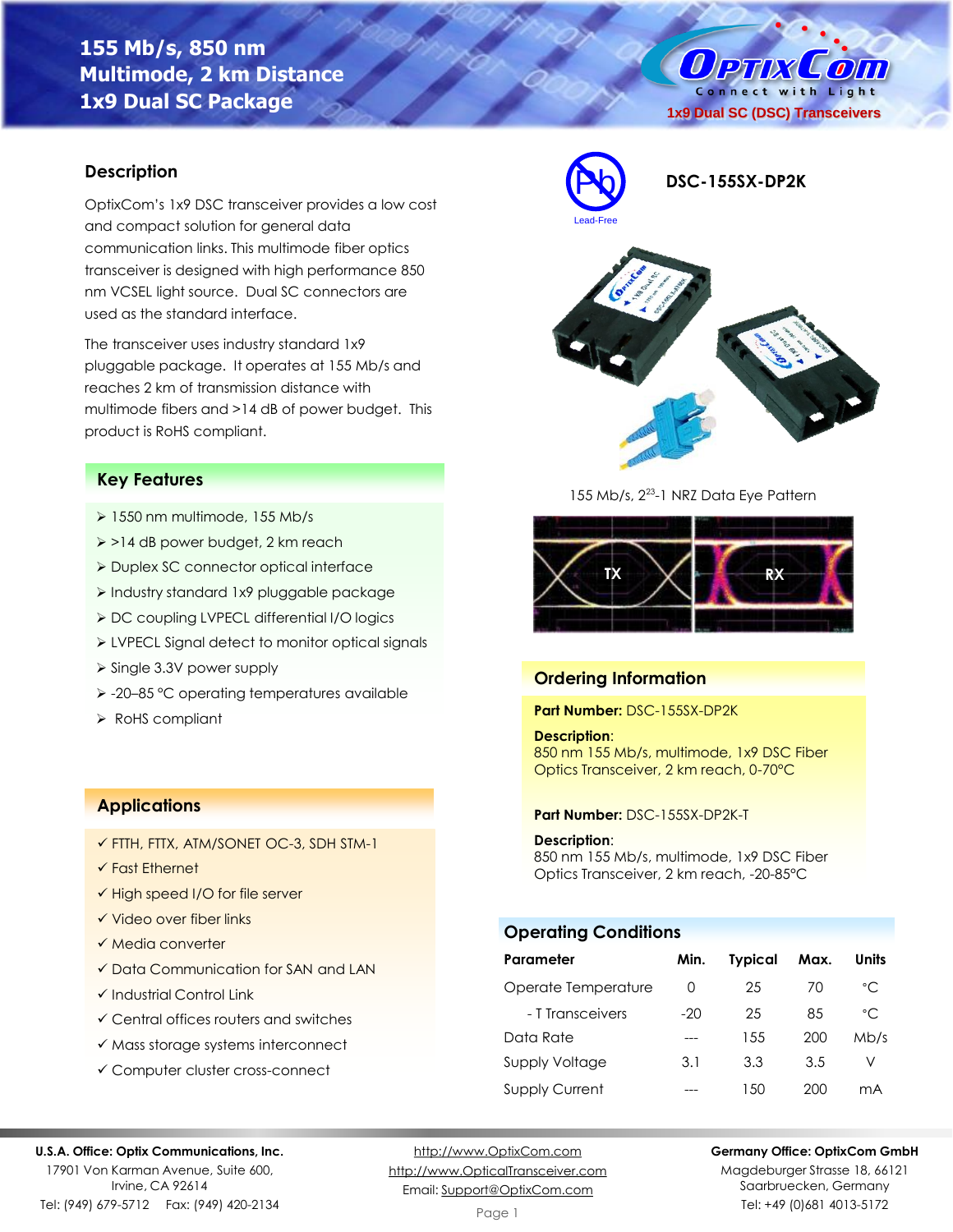# 155 Mb/s, 850 nm Multimode, 2 km Distance 1x9 Dual SC Package

**1x9 Dual SC (DSC) Transceivers**

**DSC-155SX-DP2K**

Lead-Free

## Description

OptixCom's 1x9 DSC transceiver provides a low cost and compact solution for general data communication links. This multimode fiber optics transceiver is designed with high performance 850 nm VCSEL light source. Dual SC connectors are used as the standard interface.

The transceiver uses industry standard 1x9 pluggable package. It operates at 155 Mb/s and reaches 2 km of transmission distance with multimode fibers and >14 dB of power budget. This product is RoHS compliant.

## Key Features

- 1550 nm multimode, 155 Mb/s
- >14 dB power budget, 2 km reach
- Duplex SC connector optical interface
- Industry standard 1x9 pluggable package
- DC coupling LVPECL differential I/O logics
- LVPECL Signal detect to monitor optical signals
- Single 3.3V power supply
- -20–85 °C operating temperatures available
- RoHS compliant

## Applications

- ✓ FTTH, FTTX, ATM/SONET OC-3, SDH STM-1
- ✓ Fast Ethernet
- ✓ High speed I/O for file server
- ✓ Video over fiber links
- ✓ Media converter
- ✓ Data Communication for SAN and LAN
- ✓ Industrial Control Link
- ✓ Central offices routers and switches
- ✓ Mass storage systems interconnect
- ✓ Computer cluster cross-connect

155 Mb/s, $2^{23}$-1 NRZ Data Eye Pattern

TX RX

## Ordering Information

**Part Number:** DSC-155SX-DP2K

**Description**:
850 nm 155 Mb/s, multimode, 1x9 DSC Fiber Optics Transceiver, 2 km reach, 0-70°C

**Part Number:** DSC-155SX-DP2K-T

**Description**:
850 nm 155 Mb/s, multimode, 1x9 DSC Fiber Optics Transceiver, 2 km reach, -20-85°C

## Operating Conditions

| Parameter | Min. | Typical | Max. | Units |
|---|---|---|---|---|
| Operate Temperature | 0 | 25 | 70 | °C |
| - T Transceivers | -20 | 25 | 85 | °C |
| Data Rate | --- | 155 | 200 | Mb/s |
| Supply Voltage | 3.1 | 3.3 | 3.5 | V |
| Supply Current | --- | 150 | 200 | mA |

**U.S.A. Office: Optix Communications, Inc.**
17901 Von Karman Avenue, Suite 600, Irvine, CA 92614
Tel: (949) 679-5712 Fax: (949) 420-2134

http://www.OptixCom.com
http://www.OpticalTransceiver.com
Email: Support@OptixCom.com

**Germany Office: OptixCom GmbH**
Magdeburger Strasse 18, 66121 Saarbruecken, Germany
Tel: +49 (0)681 4013-5172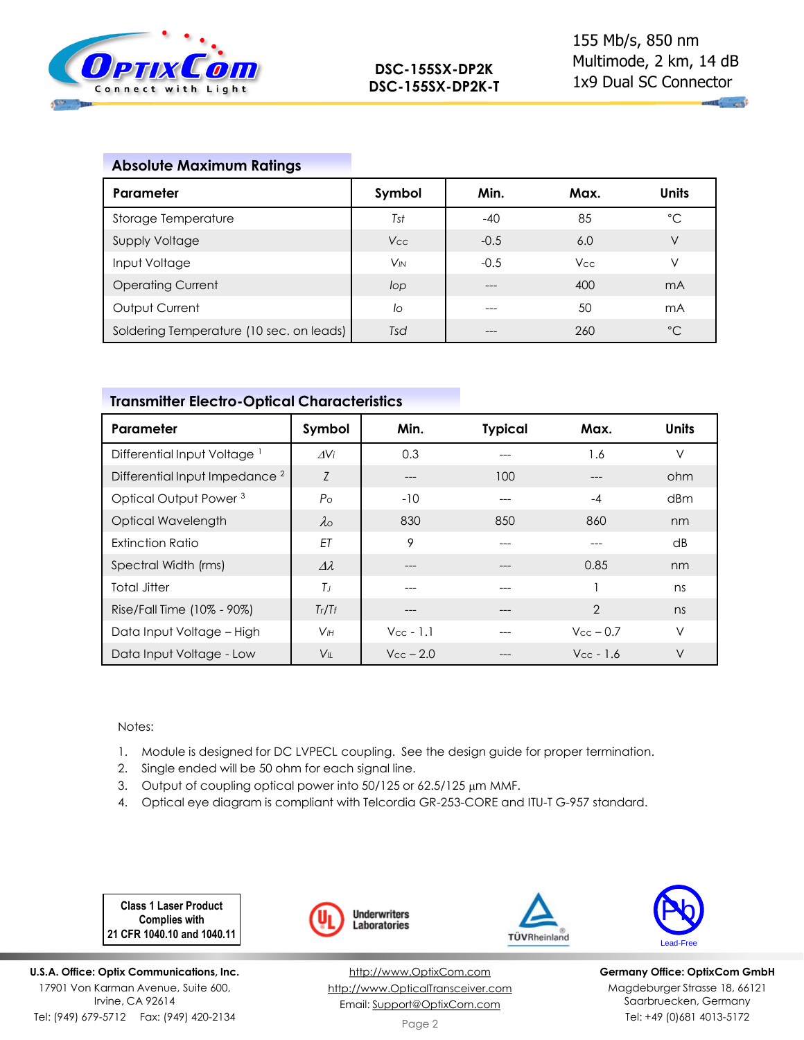## Absolute Maximum Ratings

| Parameter | Symbol | Min. | Max. | Units |
|---|---|---|---|---|
| Storage Temperature | $T_{st}$ | -40 | 85 | °C |
| Supply Voltage | $V_{CC}$ | -0.5 | 6.0 | V |
| Input Voltage | $V_{IN}$ | -0.5 | $V_{CC}$ | V |
| Operating Current | $I_{op}$ | --- | 400 | mA |
| Output Current | $I_o$ | --- | 50 | mA |
| Soldering Temperature (10 sec. on leads) | $T_{sd}$ | --- | 260 | °C |

## Transmitter Electro-Optical Characteristics

| Parameter | Symbol | Min. | Typical | Max. | Units |
|---|---|---|---|---|---|
| Differential Input Voltage [1] | $\Delta V_i$ | 0.3 | --- | 1.6 | V |
| Differential Input Impedance [2] | $Z$ | --- | 100 | --- | ohm |
| Optical Output Power [3] | $P_O$ | -10 | --- | -4 | dBm |
| Optical Wavelength | $\lambda_O$ | 830 | 850 | 860 | nm |
| Extinction Ratio | $ET$ | 9 | --- | --- | dB |
| Spectral Width (rms) | $\Delta\lambda$ | --- | --- | 0.85 | nm |
| Total Jitter | $T_J$ | --- | --- | 1 | ns |
| Rise/Fall Time (10% - 90%) | $T_r/T_f$ | --- | --- | 2 | ns |
| Data Input Voltage – High | $V_{IH}$ | $V_{CC}$ - 1.1 | --- | $V_{CC}$ – 0.7 | V |
| Data Input Voltage - Low | $V_{IL}$ | $V_{CC}$ – 2.0 | --- | $V_{CC}$ - 1.6 | V |

Notes:

1. Module is designed for DC LVPECL coupling. See the design guide for proper termination.
2. Single ended will be 50 ohm for each signal line.
3. Output of coupling optical power into 50/125 or 62.5/125 μm MMF.
4. Optical eye diagram is compliant with Telcordia GR-253-CORE and ITU-T G-957 standard.

**Class 1 Laser Product Complies with 21 CFR 1040.10 and 1040.11**

Underwriters Laboratories

TÜVRheinland

Lead-Free

**U.S.A. Office: Optix Communications, Inc.**
17901 Von Karman Avenue, Suite 600,
Irvine, CA 92614
Tel: (949) 679-5712 Fax: (949) 420-2134

http://www.OptixCom.com
http://www.OpticalTransceiver.com
Email: Support@OptixCom.com

**Germany Office: OptixCom GmbH**
Magdeburger Strasse 18, 66121
Saarbruecken, Germany
Tel: +49 (0)681 4013-5172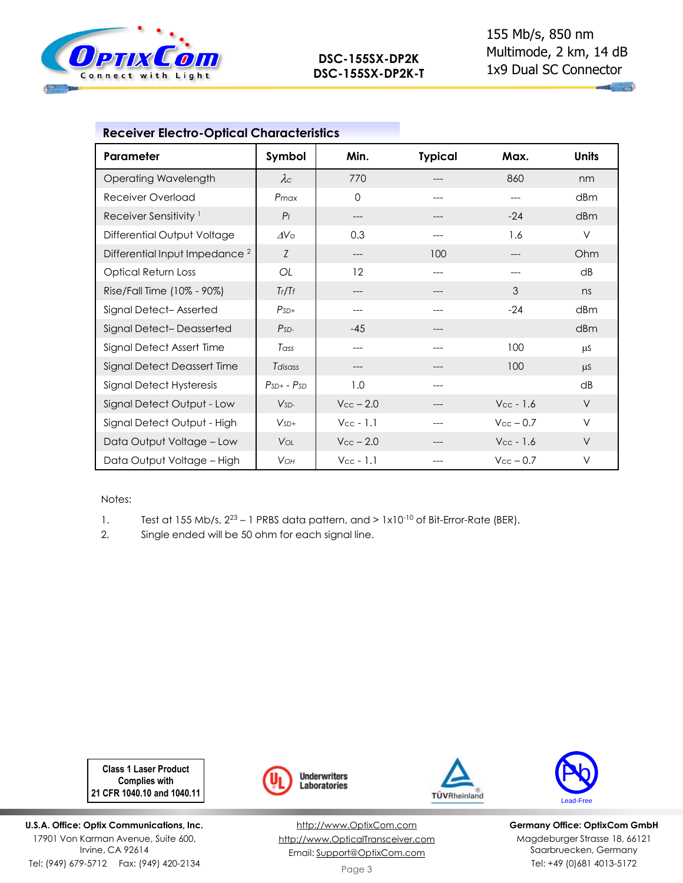## Receiver Electro-Optical Characteristics

| Parameter | Symbol | Min. | Typical | Max. | Units |
|---|---|---|---|---|---|
| Operating Wavelength | $\lambda_C$ | 770 | --- | 860 | nm |
| Receiver Overload | $P_{max}$ | 0 | --- | --- | dBm |
| Receiver Sensitivity [1] | $P_I$ | --- | --- | -24 | dBm |
| Differential Output Voltage | $\Delta V_O$ | 0.3 | --- | 1.6 | V |
| Differential Input Impedance [2] | $Z$ | --- | 100 | --- | Ohm |
| Optical Return Loss | $OL$ | 12 | --- | --- | dB |
| Rise/Fall Time (10% - 90%) | $T_r/T_f$ | --- | --- | 3 | ns |
| Signal Detect– Asserted | $P_{SD+}$ | --- | --- | -24 | dBm |
| Signal Detect– Deasserted | $P_{SD-}$ | -45 | --- | | dBm |
| Signal Detect Assert Time | $T_{ass}$ | --- | --- | 100 | µs |
| Signal Detect Deassert Time | $T_{disass}$ | --- | --- | 100 | µs |
| Signal Detect Hysteresis | $P_{SD+} - P_{SD}$ | 1.0 | --- | | dB |
| Signal Detect Output - Low | $V_{SD-}$ | $V_{CC}$ – 2.0 | --- | $V_{CC}$ - 1.6 | V |
| Signal Detect Output - High | $V_{SD+}$ | $V_{CC}$ - 1.1 | --- | $V_{CC}$ – 0.7 | V |
| Data Output Voltage – Low | $V_{OL}$ | $V_{CC}$ – 2.0 | --- | $V_{CC}$ - 1.6 | V |
| Data Output Voltage – High | $V_{OH}$ | $V_{CC}$ - 1.1 | --- | $V_{CC}$ – 0.7 | V |

Notes:

1. Test at 155 Mb/s, $2^{23} - 1$ PRBS data pattern, and > $1\times10^{-10}$ of Bit-Error-Rate (BER).
2. Single ended will be 50 ohm for each signal line.

Class 1 Laser Product
Complies with
21 CFR 1040.10 and 1040.11

Underwriters Laboratories

TÜVRheinland

Lead-Free

**U.S.A. Office: Optix Communications, Inc.**
17901 Von Karman Avenue, Suite 600,
Irvine, CA 92614
Tel: (949) 679-5712 Fax: (949) 420-2134

http://www.OptixCom.com
http://www.OpticalTransceiver.com
Email: Support@OptixCom.com

**Germany Office: OptixCom GmbH**
Magdeburger Strasse 18, 66121
Saarbruecken, Germany
Tel: +49 (0)681 4013-5172